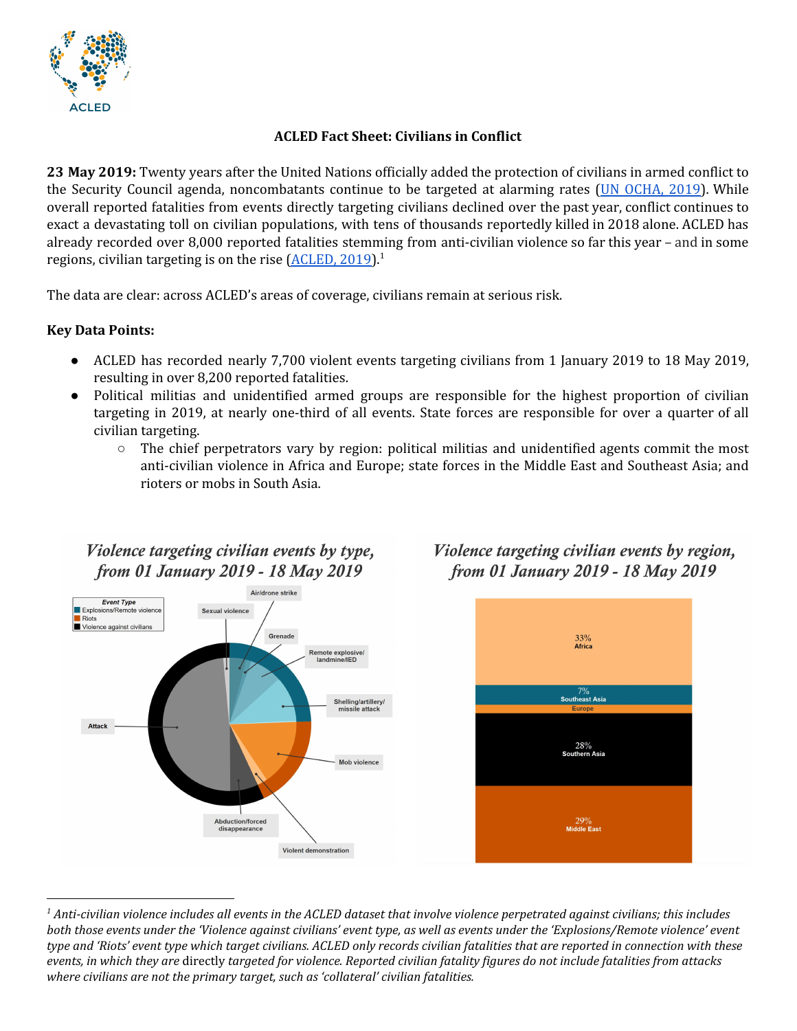**ACLED Fact Sheet: Civilians in Conflict**

**23 May 2019:** Twenty years after the United Nations officially added the protection of civilians in armed conflict to the Security Council agenda, noncombatants continue to be targeted at alarming rates ([UN OCHA, 2019]()). While overall reported fatalities from events directly targeting civilians declined over the past year, conflict continues to exact a devastating toll on civilian populations, with tens of thousands reportedly killed in 2018 alone. ACLED has already recorded over 8,000 reported fatalities stemming from anti-civilian violence so far this year – and in some regions, civilian targeting is on the rise ([ACLED, 2019]()).[1]

The data are clear: across ACLED's areas of coverage, civilians remain at serious risk.

**Key Data Points:**

- ACLED has recorded nearly 7,700 violent events targeting civilians from 1 January 2019 to 18 May 2019, resulting in over 8,200 reported fatalities.
- Political militias and unidentified armed groups are responsible for the highest proportion of civilian targeting in 2019, at nearly one-third of all events. State forces are responsible for over a quarter of all civilian targeting.
  - The chief perpetrators vary by region: political militias and unidentified agents commit the most anti-civilian violence in Africa and Europe; state forces in the Middle East and Southeast Asia; and rioters or mobs in South Asia.

*Violence targeting civilian events by type, from 01 January 2019 - 18 May 2019*

Event Type: Explosions/Remote violence; Riots; Violence against civilians

Air/drone strike; Sexual violence; Grenade; Remote explosive/landmine/IED; Shelling/artillery/missile attack; Attack; Mob violence; Abduction/forced disappearance; Violent demonstration

*Violence targeting civilian events by region, from 01 January 2019 - 18 May 2019*

33% Africa; 7% Southeast Asia; Europe; 28% Southern Asia; 29% Middle East

[1] *Anti-civilian violence includes all events in the ACLED dataset that involve violence perpetrated against civilians; this includes both those events under the 'Violence against civilians' event type, as well as events under the 'Explosions/Remote violence' event type and 'Riots' event type which target civilians. ACLED only records civilian fatalities that are reported in connection with these events, in which they are* directly targeted *for violence. Reported civilian fatality figures do not include fatalities from attacks where civilians are not the primary target, such as 'collateral' civilian fatalities.*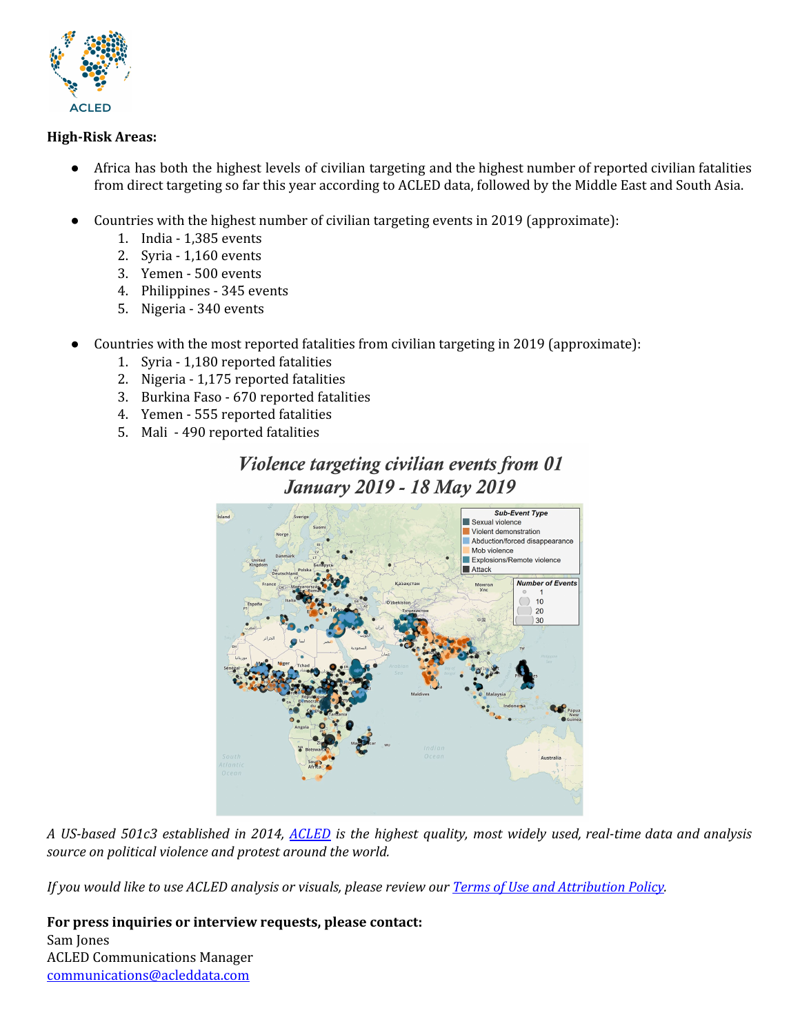**High-Risk Areas:**

- Africa has both the highest levels of civilian targeting and the highest number of reported civilian fatalities from direct targeting so far this year according to ACLED data, followed by the Middle East and South Asia.

- Countries with the highest number of civilian targeting events in 2019 (approximate):
  1. India - 1,385 events
  2. Syria - 1,160 events
  3. Yemen - 500 events
  4. Philippines - 345 events
  5. Nigeria - 340 events

- Countries with the most reported fatalities from civilian targeting in 2019 (approximate):
  1. Syria - 1,180 reported fatalities
  2. Nigeria - 1,175 reported fatalities
  3. Burkina Faso - 670 reported fatalities
  4. Yemen - 555 reported fatalities
  5. Mali - 490 reported fatalities

*Violence targeting civilian events from 01 January 2019 - 18 May 2019*

Sub-Event Type
Sexual violence
Violent demonstration
Abduction/forced disappearance
Mob violence
Explosions/Remote violence
Attack

Number of Events
1
10
20
30

*A US-based 501c3 established in 2014, [ACLED](#) is the highest quality, most widely used, real-time data and analysis source on political violence and protest around the world.*

*If you would like to use ACLED analysis or visuals, please review our [Terms of Use and Attribution Policy](#).*

**For press inquiries or interview requests, please contact:**
Sam Jones
ACLED Communications Manager
communications@acleddata.com